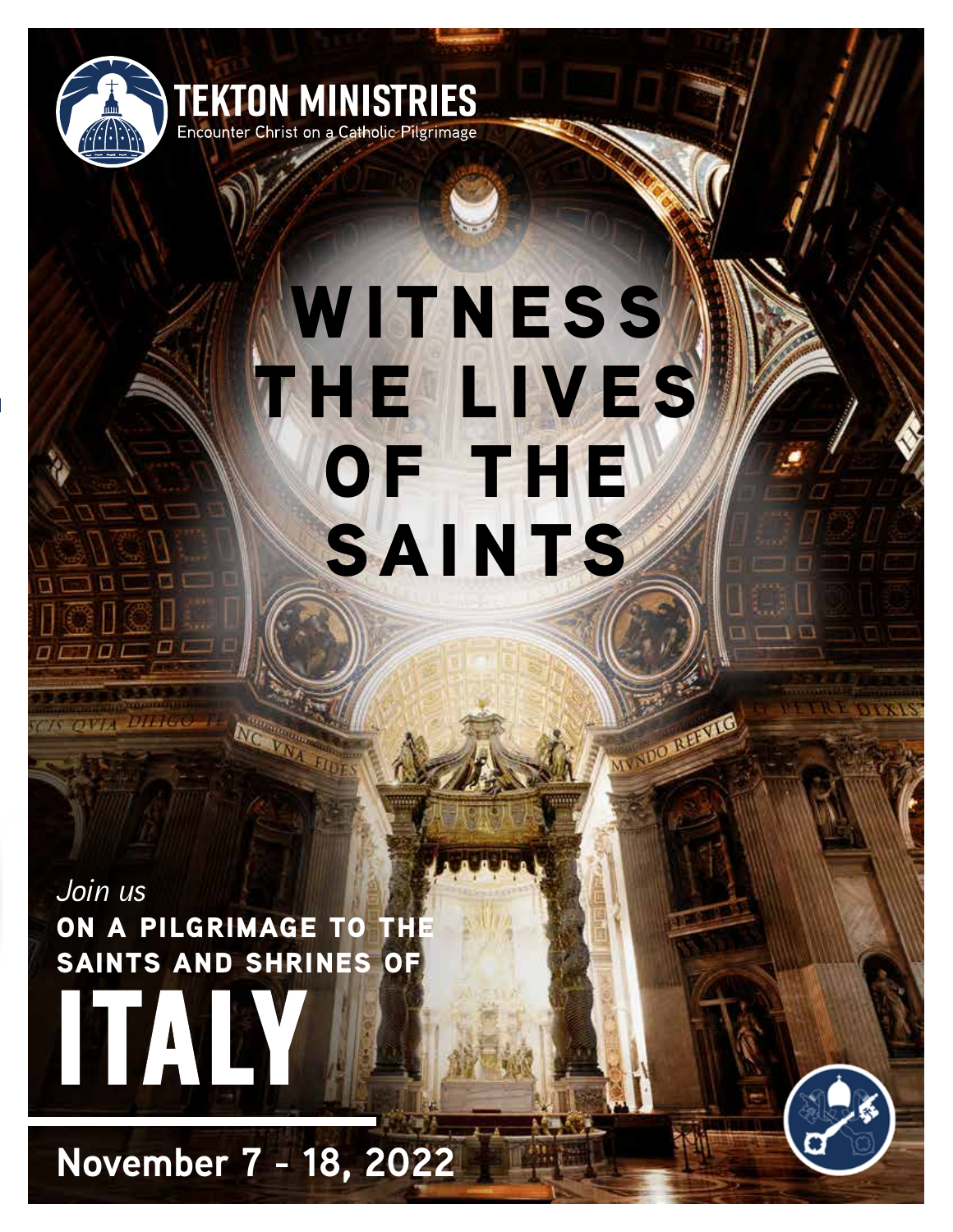**TEKTON MINISTRIES**

Encounter Christ on a Catholic Pilgrimage

# WITNESS THE LIVES OF THE SAINTS

*Join us*

**ON A PILGRIMAGE TO THE SAINTS AND SHRINES OF**

# ITALY

**November 7 - 18, 2022**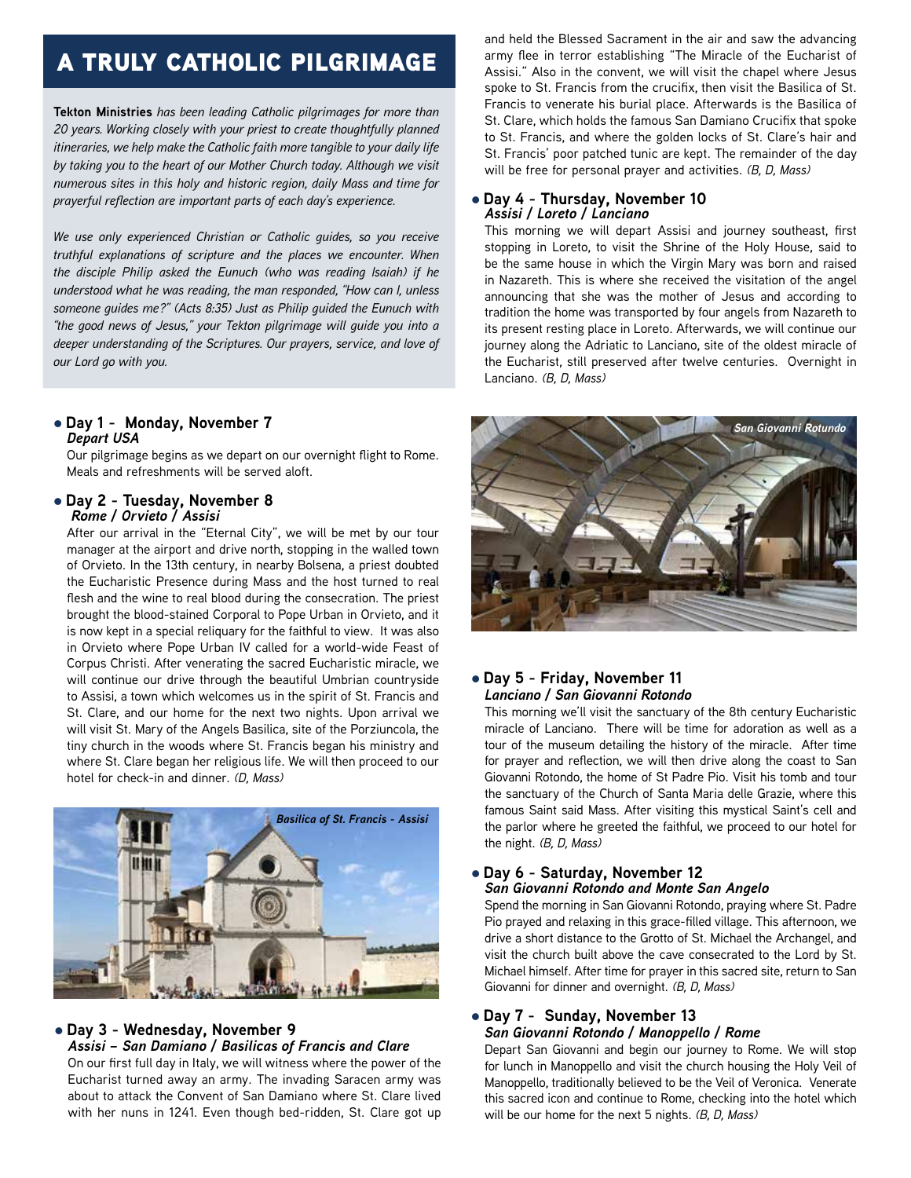# A TRULY CATHOLIC PILGRIMAGE

**Tekton Ministries** *has been leading Catholic pilgrimages for more than 20 years. Working closely with your priest to create thoughtfully planned itineraries, we help make the Catholic faith more tangible to your daily life by taking you to the heart of our Mother Church today. Although we visit numerous sites in this holy and historic region, daily Mass and time for prayerful reflection are important parts of each day's experience.*

*We use only experienced Christian or Catholic guides, so you receive truthful explanations of scripture and the places we encounter. When the disciple Philip asked the Eunuch (who was reading Isaiah) if he understood what he was reading, the man responded, "How can I, unless someone guides me?" (Acts 8:35) Just as Philip guided the Eunuch with "the good news of Jesus," your Tekton pilgrimage will guide you into a deeper understanding of the Scriptures. Our prayers, service, and love of our Lord go with you.*

### • Day 1 - Monday, November 7
***Depart USA***

Our pilgrimage begins as we depart on our overnight flight to Rome. Meals and refreshments will be served aloft.

### • Day 2 - Tuesday, November 8
***Rome / Orvieto / Assisi***

After our arrival in the "Eternal City", we will be met by our tour manager at the airport and drive north, stopping in the walled town of Orvieto. In the 13th century, in nearby Bolsena, a priest doubted the Eucharistic Presence during Mass and the host turned to real flesh and the wine to real blood during the consecration. The priest brought the blood-stained Corporal to Pope Urban in Orvieto, and it is now kept in a special reliquary for the faithful to view. It was also in Orvieto where Pope Urban IV called for a world-wide Feast of Corpus Christi. After venerating the sacred Eucharistic miracle, we will continue our drive through the beautiful Umbrian countryside to Assisi, a town which welcomes us in the spirit of St. Francis and St. Clare, and our home for the next two nights. Upon arrival we will visit St. Mary of the Angels Basilica, site of the Porziuncola, the tiny church in the woods where St. Francis began his ministry and where St. Clare began her religious life. We will then proceed to our hotel for check-in and dinner. *(D, Mass)*

*Basilica of St. Francis - Assisi*

### • Day 3 - Wednesday, November 9
***Assisi – San Damiano / Basilicas of Francis and Clare***

On our first full day in Italy, we will witness where the power of the Eucharist turned away an army. The invading Saracen army was about to attack the Convent of San Damiano where St. Clare lived with her nuns in 1241. Even though bed-ridden, St. Clare got up and held the Blessed Sacrament in the air and saw the advancing army flee in terror establishing "The Miracle of the Eucharist of Assisi." Also in the convent, we will visit the chapel where Jesus spoke to St. Francis from the crucifix, then visit the Basilica of St. Francis to venerate his burial place. Afterwards is the Basilica of St. Clare, which holds the famous San Damiano Crucifix that spoke to St. Francis, and where the golden locks of St. Clare's hair and St. Francis' poor patched tunic are kept. The remainder of the day will be free for personal prayer and activities. *(B, D, Mass)*

### • Day 4 - Thursday, November 10
***Assisi / Loreto / Lanciano***

This morning we will depart Assisi and journey southeast, first stopping in Loreto, to visit the Shrine of the Holy House, said to be the same house in which the Virgin Mary was born and raised in Nazareth. This is where she received the visitation of the angel announcing that she was the mother of Jesus and according to tradition the home was transported by four angels from Nazareth to its present resting place in Loreto. Afterwards, we will continue our journey along the Adriatic to Lanciano, site of the oldest miracle of the Eucharist, still preserved after twelve centuries. Overnight in Lanciano. *(B, D, Mass)*

*San Giovanni Rotundo*

### • Day 5 - Friday, November 11
***Lanciano / San Giovanni Rotondo***

This morning we'll visit the sanctuary of the 8th century Eucharistic miracle of Lanciano. There will be time for adoration as well as a tour of the museum detailing the history of the miracle. After time for prayer and reflection, we will then drive along the coast to San Giovanni Rotondo, the home of St Padre Pio. Visit his tomb and tour the sanctuary of the Church of Santa Maria delle Grazie, where this famous Saint said Mass. After visiting this mystical Saint's cell and the parlor where he greeted the faithful, we proceed to our hotel for the night. *(B, D, Mass)*

### • Day 6 - Saturday, November 12
***San Giovanni Rotondo and Monte San Angelo***

Spend the morning in San Giovanni Rotondo, praying where St. Padre Pio prayed and relaxing in this grace-filled village. This afternoon, we drive a short distance to the Grotto of St. Michael the Archangel, and visit the church built above the cave consecrated to the Lord by St. Michael himself. After time for prayer in this sacred site, return to San Giovanni for dinner and overnight. *(B, D, Mass)*

### • Day 7 - Sunday, November 13
***San Giovanni Rotondo / Manoppello / Rome***

Depart San Giovanni and begin our journey to Rome. We will stop for lunch in Manoppello and visit the church housing the Holy Veil of Manoppello, traditionally believed to be the Veil of Veronica. Venerate this sacred icon and continue to Rome, checking into the hotel which will be our home for the next 5 nights. *(B, D, Mass)*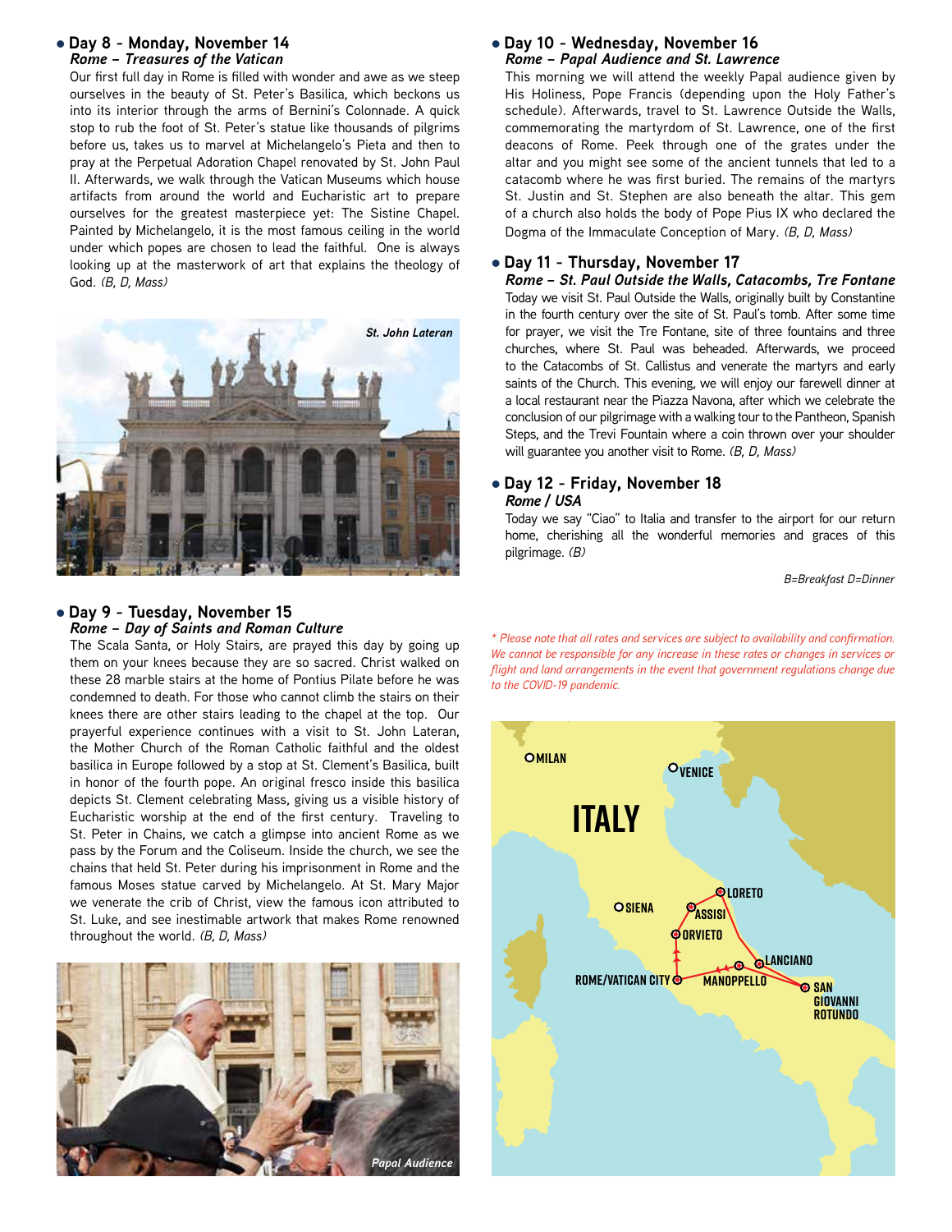- **Day 8 - Monday, November 14**
  ***Rome – Treasures of the Vatican***

Our first full day in Rome is filled with wonder and awe as we steep ourselves in the beauty of St. Peter's Basilica, which beckons us into its interior through the arms of Bernini's Colonnade. A quick stop to rub the foot of St. Peter's statue like thousands of pilgrims before us, takes us to marvel at Michelangelo's Pieta and then to pray at the Perpetual Adoration Chapel renovated by St. John Paul II. Afterwards, we walk through the Vatican Museums which house artifacts from around the world and Eucharistic art to prepare ourselves for the greatest masterpiece yet: The Sistine Chapel. Painted by Michelangelo, it is the most famous ceiling in the world under which popes are chosen to lead the faithful. One is always looking up at the masterwork of art that explains the theology of God. *(B, D, Mass)*

*St. John Lateran*

- **Day 9 - Tuesday, November 15**
  ***Rome – Day of Saints and Roman Culture***

The Scala Santa, or Holy Stairs, are prayed this day by going up them on your knees because they are so sacred. Christ walked on these 28 marble stairs at the home of Pontius Pilate before he was condemned to death. For those who cannot climb the stairs on their knees there are other stairs leading to the chapel at the top. Our prayerful experience continues with a visit to St. John Lateran, the Mother Church of the Roman Catholic faithful and the oldest basilica in Europe followed by a stop at St. Clement's Basilica, built in honor of the fourth pope. An original fresco inside this basilica depicts St. Clement celebrating Mass, giving us a visible history of Eucharistic worship at the end of the first century. Traveling to St. Peter in Chains, we catch a glimpse into ancient Rome as we pass by the Forum and the Coliseum. Inside the church, we see the chains that held St. Peter during his imprisonment in Rome and the famous Moses statue carved by Michelangelo. At St. Mary Major we venerate the crib of Christ, view the famous icon attributed to St. Luke, and see inestimable artwork that makes Rome renowned throughout the world. *(B, D, Mass)*

*Papal Audience*

- **Day 10 - Wednesday, November 16**
  ***Rome – Papal Audience and St. Lawrence***

This morning we will attend the weekly Papal audience given by His Holiness, Pope Francis (depending upon the Holy Father's schedule). Afterwards, travel to St. Lawrence Outside the Walls, commemorating the martyrdom of St. Lawrence, one of the first deacons of Rome. Peek through one of the grates under the altar and you might see some of the ancient tunnels that led to a catacomb where he was first buried. The remains of the martyrs St. Justin and St. Stephen are also beneath the altar. This gem of a church also holds the body of Pope Pius IX who declared the Dogma of the Immaculate Conception of Mary. *(B, D, Mass)*

- **Day 11 - Thursday, November 17**
  ***Rome – St. Paul Outside the Walls, Catacombs, Tre Fontane***

Today we visit St. Paul Outside the Walls, originally built by Constantine in the fourth century over the site of St. Paul's tomb. After some time for prayer, we visit the Tre Fontane, site of three fountains and three churches, where St. Paul was beheaded. Afterwards, we proceed to the Catacombs of St. Callistus and venerate the martyrs and early saints of the Church. This evening, we will enjoy our farewell dinner at a local restaurant near the Piazza Navona, after which we celebrate the conclusion of our pilgrimage with a walking tour to the Pantheon, Spanish Steps, and the Trevi Fountain where a coin thrown over your shoulder will guarantee you another visit to Rome. *(B, D, Mass)*

- **Day 12 - Friday, November 18**
  ***Rome / USA***

Today we say "Ciao" to Italia and transfer to the airport for our return home, cherishing all the wonderful memories and graces of this pilgrimage. *(B)*

*B=Breakfast D=Dinner*

*\* Please note that all rates and services are subject to availability and confirmation. We cannot be responsible for any increase in these rates or changes in services or flight and land arrangements in the event that government regulations change due to the COVID-19 pandemic.*

MILAN VENICE ITALY LORETO SIENA ASSISI ORVIETO LANCIANO ROME/VATICAN CITY MANOPPELLO SAN GIOVANNI ROTUNDO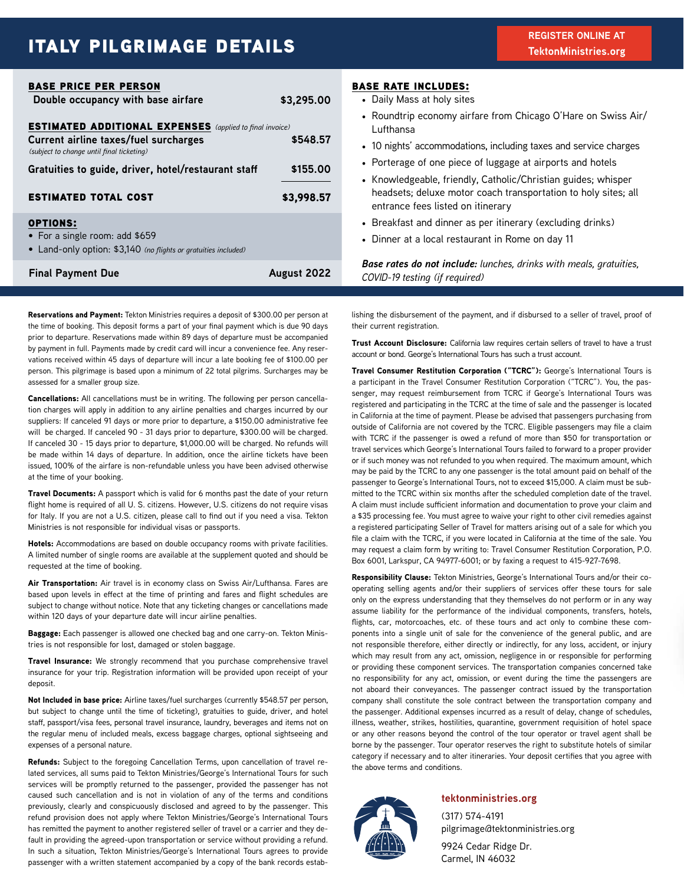# ITALY PILGRIMAGE DETAILS

**REGISTER ONLINE AT TektonMinistries.org**

### BASE PRICE PER PERSON

| | |
|---|---|
| Double occupancy with base airfare | $3,295.00 |

### ESTIMATED ADDITIONAL EXPENSES *(applied to final invoice)*

| | |
|---|---|
| Current airline taxes/fuel surcharges *(subject to change until final ticketing)* | $548.57 |
| Gratuities to guide, driver, hotel/restaurant staff | $155.00 |
| **ESTIMATED TOTAL COST** | **$3,998.57** |

### OPTIONS:

- For a single room: add $659
- Land-only option: $3,140 *(no flights or gratuities included)*

**Final Payment Due** — **August 2022**

### BASE RATE INCLUDES:

- Daily Mass at holy sites
- Roundtrip economy airfare from Chicago O'Hare on Swiss Air/ Lufthansa
- 10 nights' accommodations, including taxes and service charges
- Porterage of one piece of luggage at airports and hotels
- Knowledgeable, friendly, Catholic/Christian guides; whisper headsets; deluxe motor coach transportation to holy sites; all entrance fees listed on itinerary
- Breakfast and dinner as per itinerary (excluding drinks)
- Dinner at a local restaurant in Rome on day 11

***Base rates do not include:*** *lunches, drinks with meals, gratuities, COVID-19 testing (if required)*

**Reservations and Payment:** Tekton Ministries requires a deposit of $300.00 per person at the time of booking. This deposit forms a part of your final payment which is due 90 days prior to departure. Reservations made within 89 days of departure must be accompanied by payment in full. Payments made by credit card will incur a convenience fee. Any reservations received within 45 days of departure will incur a late booking fee of $100.00 per person. This pilgrimage is based upon a minimum of 22 total pilgrims. Surcharges may be assessed for a smaller group size.

**Cancellations:** All cancellations must be in writing. The following per person cancellation charges will apply in addition to any airline penalties and charges incurred by our suppliers: If canceled 91 days or more prior to departure, a $150.00 administrative fee will be charged. If canceled 90 - 31 days prior to departure, $300.00 will be charged. If canceled 30 - 15 days prior to departure, $1,000.00 will be charged. No refunds will be made within 14 days of departure. In addition, once the airline tickets have been issued, 100% of the airfare is non-refundable unless you have been advised otherwise at the time of your booking.

**Travel Documents:** A passport which is valid for 6 months past the date of your return flight home is required of all U. S. citizens. However, U.S. citizens do not require visas for Italy. If you are not a U.S. citizen, please call to find out if you need a visa. Tekton Ministries is not responsible for individual visas or passports.

**Hotels:** Accommodations are based on double occupancy rooms with private facilities. A limited number of single rooms are available at the supplement quoted and should be requested at the time of booking.

**Air Transportation:** Air travel is in economy class on Swiss Air/Lufthansa. Fares are based upon levels in effect at the time of printing and fares and flight schedules are subject to change without notice. Note that any ticketing changes or cancellations made within 120 days of your departure date will incur airline penalties.

**Baggage:** Each passenger is allowed one checked bag and one carry-on. Tekton Ministries is not responsible for lost, damaged or stolen baggage.

**Travel Insurance:** We strongly recommend that you purchase comprehensive travel insurance for your trip. Registration information will be provided upon receipt of your deposit.

**Not Included in base price:** Airline taxes/fuel surcharges (currently $548.57 per person, but subject to change until the time of ticketing), gratuities to guide, driver, and hotel staff, passport/visa fees, personal travel insurance, laundry, beverages and items not on the regular menu of included meals, excess baggage charges, optional sightseeing and expenses of a personal nature.

**Refunds:** Subject to the foregoing Cancellation Terms, upon cancellation of travel related services, all sums paid to Tekton Ministries/George's International Tours for such services will be promptly returned to the passenger, provided the passenger has not caused such cancellation and is not in violation of any of the terms and conditions previously, clearly and conspicuously disclosed and agreed to by the passenger. This refund provision does not apply where Tekton Ministries/George's International Tours has remitted the payment to another registered seller of travel or a carrier and they default in providing the agreed-upon transportation or service without providing a refund. In such a situation, Tekton Ministries/George's International Tours agrees to provide passenger with a written statement accompanied by a copy of the bank records establishing the disbursement of the payment, and if disbursed to a seller of travel, proof of their current registration.

**Trust Account Disclosure:** California law requires certain sellers of travel to have a trust account or bond. George's International Tours has such a trust account.

**Travel Consumer Restitution Corporation ("TCRC"):** George's International Tours is a participant in the Travel Consumer Restitution Corporation ("TCRC"). You, the passenger, may request reimbursement from TCRC if George's International Tours was registered and participating in the TCRC at the time of sale and the passenger is located in California at the time of payment. Please be advised that passengers purchasing from outside of California are not covered by the TCRC. Eligible passengers may file a claim with TCRC if the passenger is owed a refund of more than $50 for transportation or travel services which George's International Tours failed to forward to a proper provider or if such money was not refunded to you when required. The maximum amount, which may be paid by the TCRC to any one passenger is the total amount paid on behalf of the passenger to George's International Tours, not to exceed $15,000. A claim must be submitted to the TCRC within six months after the scheduled completion date of the travel. A claim must include sufficient information and documentation to prove your claim and a $35 processing fee. You must agree to waive your right to other civil remedies against a registered participating Seller of Travel for matters arising out of a sale for which you file a claim with the TCRC, if you were located in California at the time of the sale. You may request a claim form by writing to: Travel Consumer Restitution Corporation, P.O. Box 6001, Larkspur, CA 94977-6001; or by faxing a request to 415-927-7698.

**Responsibility Clause:** Tekton Ministries, George's International Tours and/or their co-operating selling agents and/or their suppliers of services offer these tours for sale only on the express understanding that they themselves do not perform or in any way assume liability for the performance of the individual components, transfers, hotels, flights, car, motorcoaches, etc. of these tours and act only to combine these components into a single unit of sale for the convenience of the general public, and are not responsible therefore, either directly or indirectly, for any loss, accident, or injury which may result from any act, omission, negligence in or responsible for performing or providing these component services. The transportation companies concerned take no responsibility for any act, omission, or event during the time the passengers are not aboard their conveyances. The passenger contract issued by the transportation company shall constitute the sole contract between the transportation company and the passenger. Additional expenses incurred as a result of delay, change of schedules, illness, weather, strikes, hostilities, quarantine, government requisition of hotel space or any other reasons beyond the control of the tour operator or travel agent shall be borne by the passenger. Tour operator reserves the right to substitute hotels of similar category if necessary and to alter itineraries. Your deposit certifies that you agree with the above terms and conditions.

**tektonministries.org**

(317) 574-4191
pilgrimage@tektonministries.org

9924 Cedar Ridge Dr.
Carmel, IN 46032